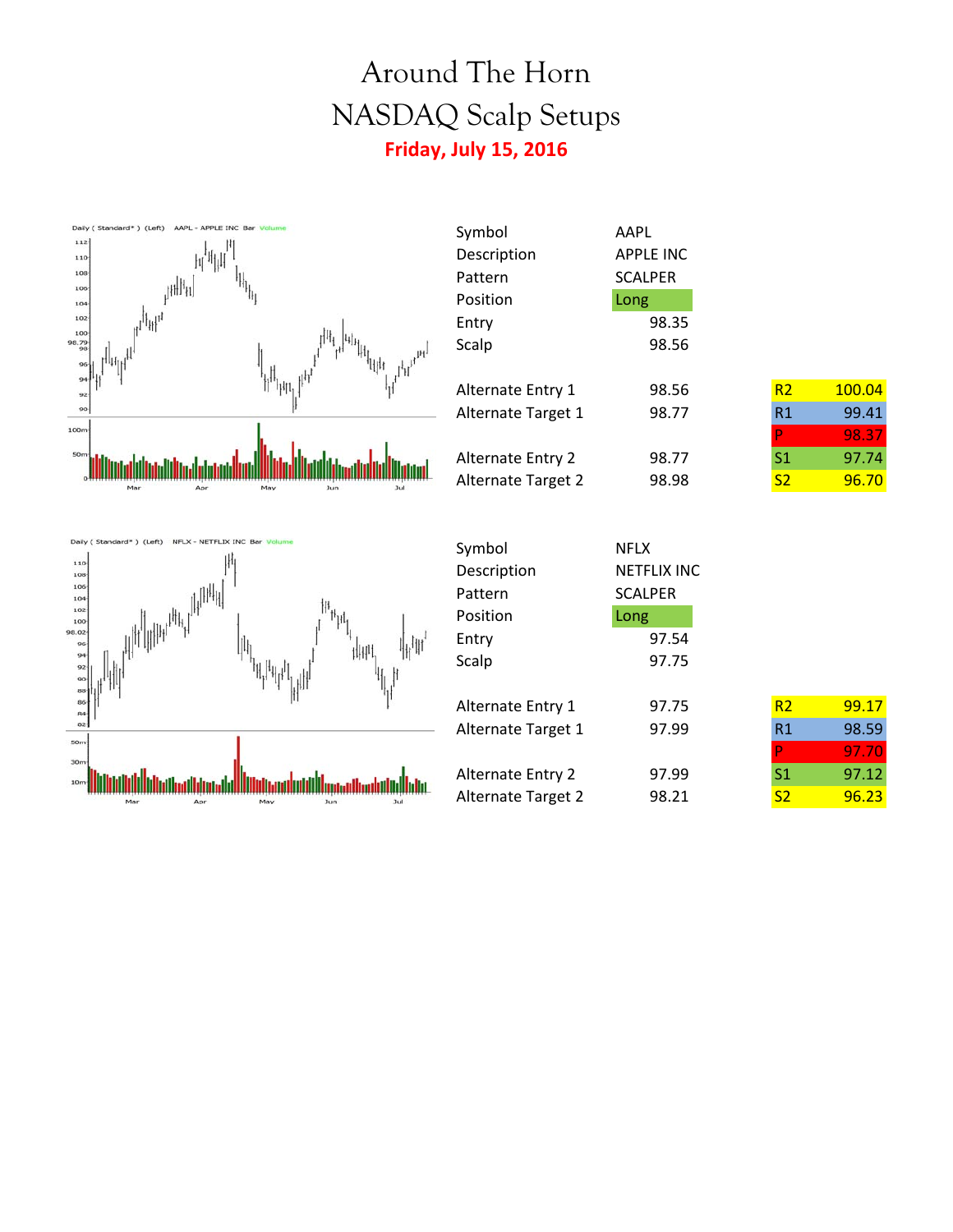# Around The Horn

# NASDAQ Scalp Setups

**Friday, July 15, 2016**

| | |
|---|---|
| Symbol | AAPL |
| Description | APPLE INC |
| Pattern | SCALPER |
| Position | Long |
| Entry | 98.35 |
| Scalp | 98.56 |
| Alternate Entry 1 | 98.56 |
| Alternate Target 1 | 98.77 |
| Alternate Entry 2 | 98.77 |
| Alternate Target 2 | 98.98 |

| | |
|---|---|
| R2 | 100.04 |
| R1 | 99.41 |
| P | 98.37 |
| S1 | 97.74 |
| S2 | 96.70 |

| | |
|---|---|
| Symbol | NFLX |
| Description | NETFLIX INC |
| Pattern | SCALPER |
| Position | Long |
| Entry | 97.54 |
| Scalp | 97.75 |
| Alternate Entry 1 | 97.75 |
| Alternate Target 1 | 97.99 |
| Alternate Entry 2 | 97.99 |
| Alternate Target 2 | 98.21 |

| | |
|---|---|
| R2 | 99.17 |
| R1 | 98.59 |
| P | 97.70 |
| S1 | 97.12 |
| S2 | 96.23 |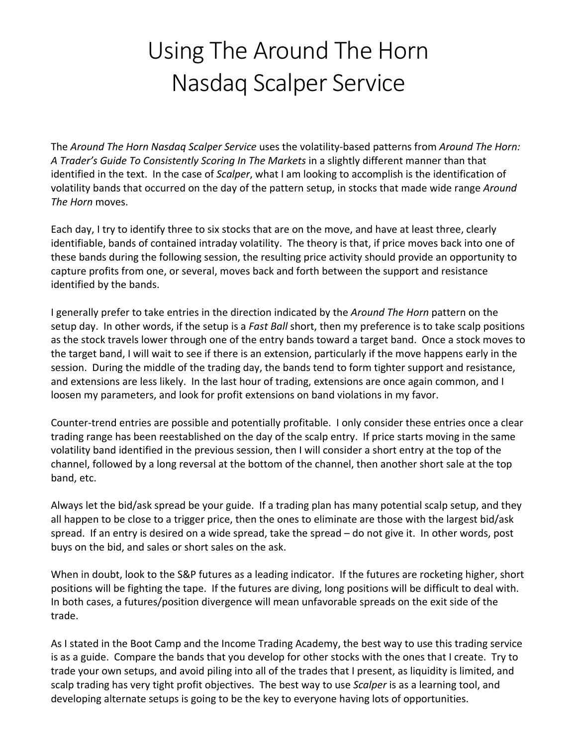# Using The Around The Horn Nasdaq Scalper Service

The *Around The Horn Nasdaq Scalper Service* uses the volatility-based patterns from *Around The Horn: A Trader's Guide To Consistently Scoring In The Markets* in a slightly different manner than that identified in the text. In the case of *Scalper*, what I am looking to accomplish is the identification of volatility bands that occurred on the day of the pattern setup, in stocks that made wide range *Around The Horn* moves.

Each day, I try to identify three to six stocks that are on the move, and have at least three, clearly identifiable, bands of contained intraday volatility. The theory is that, if price moves back into one of these bands during the following session, the resulting price activity should provide an opportunity to capture profits from one, or several, moves back and forth between the support and resistance identified by the bands.

I generally prefer to take entries in the direction indicated by the *Around The Horn* pattern on the setup day. In other words, if the setup is a *Fast Ball* short, then my preference is to take scalp positions as the stock travels lower through one of the entry bands toward a target band. Once a stock moves to the target band, I will wait to see if there is an extension, particularly if the move happens early in the session. During the middle of the trading day, the bands tend to form tighter support and resistance, and extensions are less likely. In the last hour of trading, extensions are once again common, and I loosen my parameters, and look for profit extensions on band violations in my favor.

Counter-trend entries are possible and potentially profitable. I only consider these entries once a clear trading range has been reestablished on the day of the scalp entry. If price starts moving in the same volatility band identified in the previous session, then I will consider a short entry at the top of the channel, followed by a long reversal at the bottom of the channel, then another short sale at the top band, etc.

Always let the bid/ask spread be your guide. If a trading plan has many potential scalp setup, and they all happen to be close to a trigger price, then the ones to eliminate are those with the largest bid/ask spread. If an entry is desired on a wide spread, take the spread – do not give it. In other words, post buys on the bid, and sales or short sales on the ask.

When in doubt, look to the S&P futures as a leading indicator. If the futures are rocketing higher, short positions will be fighting the tape. If the futures are diving, long positions will be difficult to deal with. In both cases, a futures/position divergence will mean unfavorable spreads on the exit side of the trade.

As I stated in the Boot Camp and the Income Trading Academy, the best way to use this trading service is as a guide. Compare the bands that you develop for other stocks with the ones that I create. Try to trade your own setups, and avoid piling into all of the trades that I present, as liquidity is limited, and scalp trading has very tight profit objectives. The best way to use *Scalper* is as a learning tool, and developing alternate setups is going to be the key to everyone having lots of opportunities.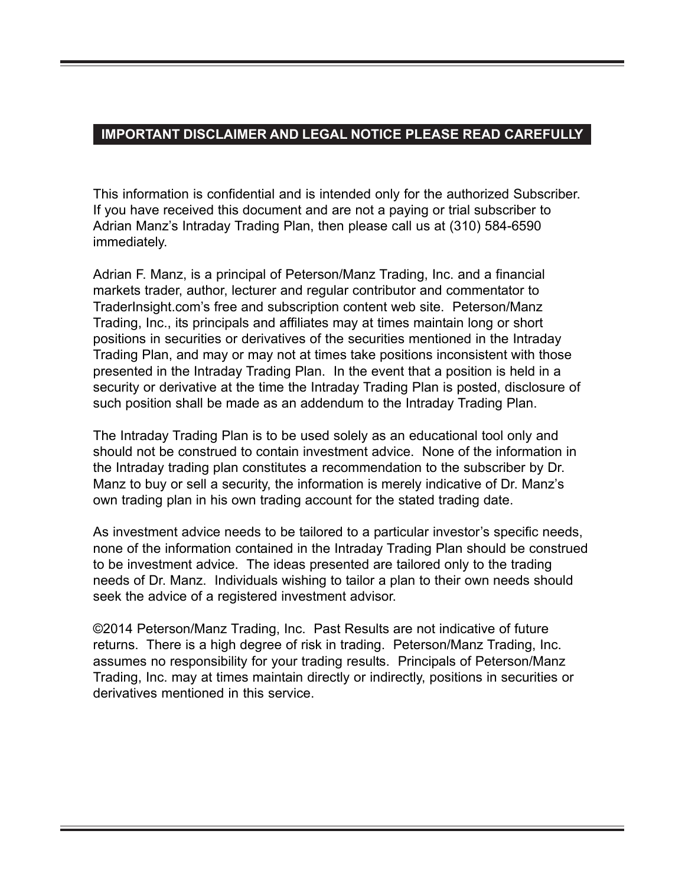## IMPORTANT DISCLAIMER AND LEGAL NOTICE PLEASE READ CAREFULLY

This information is confidential and is intended only for the authorized Subscriber. If you have received this document and are not a paying or trial subscriber to Adrian Manz's Intraday Trading Plan, then please call us at (310) 584-6590 immediately.

Adrian F. Manz, is a principal of Peterson/Manz Trading, Inc. and a financial markets trader, author, lecturer and regular contributor and commentator to TraderInsight.com's free and subscription content web site. Peterson/Manz Trading, Inc., its principals and affiliates may at times maintain long or short positions in securities or derivatives of the securities mentioned in the Intraday Trading Plan, and may or may not at times take positions inconsistent with those presented in the Intraday Trading Plan. In the event that a position is held in a security or derivative at the time the Intraday Trading Plan is posted, disclosure of such position shall be made as an addendum to the Intraday Trading Plan.

The Intraday Trading Plan is to be used solely as an educational tool only and should not be construed to contain investment advice. None of the information in the Intraday trading plan constitutes a recommendation to the subscriber by Dr. Manz to buy or sell a security, the information is merely indicative of Dr. Manz's own trading plan in his own trading account for the stated trading date.

As investment advice needs to be tailored to a particular investor's specific needs, none of the information contained in the Intraday Trading Plan should be construed to be investment advice. The ideas presented are tailored only to the trading needs of Dr. Manz. Individuals wishing to tailor a plan to their own needs should seek the advice of a registered investment advisor.

©2014 Peterson/Manz Trading, Inc. Past Results are not indicative of future returns. There is a high degree of risk in trading. Peterson/Manz Trading, Inc. assumes no responsibility for your trading results. Principals of Peterson/Manz Trading, Inc. may at times maintain directly or indirectly, positions in securities or derivatives mentioned in this service.